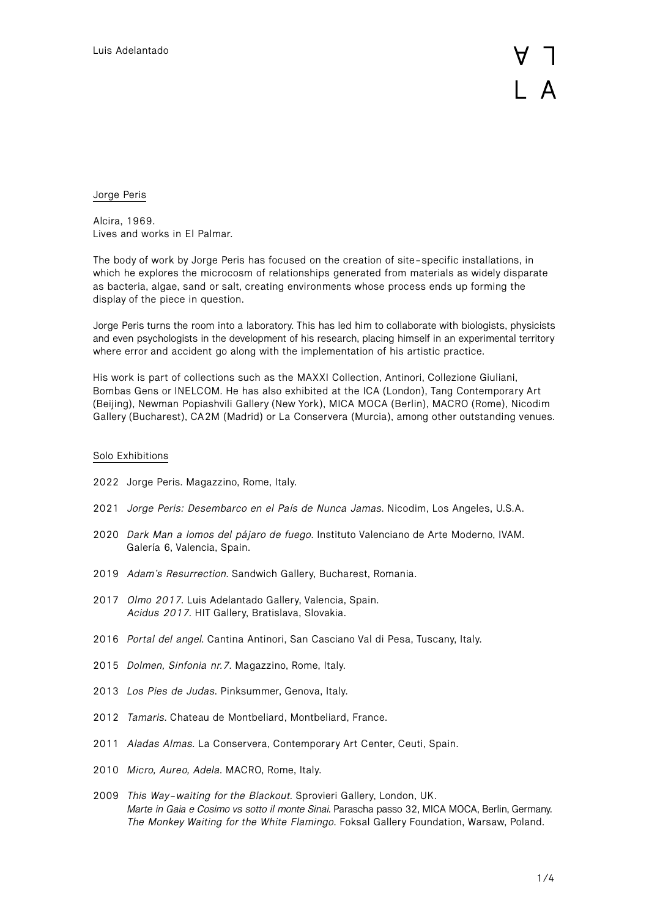Luis Adelantado

## Jorge Peris

Alcira, 1969.
Lives and works in El Palmar.

The body of work by Jorge Peris has focused on the creation of site-specific installations, in which he explores the microcosm of relationships generated from materials as widely disparate as bacteria, algae, sand or salt, creating environments whose process ends up forming the display of the piece in question.

Jorge Peris turns the room into a laboratory. This has led him to collaborate with biologists, physicists and even psychologists in the development of his research, placing himself in an experimental territory where error and accident go along with the implementation of his artistic practice.

His work is part of collections such as the MAXXI Collection, Antinori, Collezione Giuliani, Bombas Gens or INELCOM. He has also exhibited at the ICA (London), Tang Contemporary Art (Beijing), Newman Popiashvili Gallery (New York), MICA MOCA (Berlin), MACRO (Rome), Nicodim Gallery (Bucharest), CA2M (Madrid) or La Conservera (Murcia), among other outstanding venues.

### Solo Exhibitions

2022 Jorge Peris. Magazzino, Rome, Italy.

2021 *Jorge Peris: Desembarco en el País de Nunca Jamas*. Nicodim, Los Angeles, U.S.A.

2020 *Dark Man a lomos del pájaro de fuego*. Instituto Valenciano de Arte Moderno, IVAM. Galería 6, Valencia, Spain.

2019 *Adam's Resurrection*. Sandwich Gallery, Bucharest, Romania.

2017 *Olmo 2017*. Luis Adelantado Gallery, Valencia, Spain.
*Acidus 2017*. HIT Gallery, Bratislava, Slovakia.

2016 *Portal del angel*. Cantina Antinori, San Casciano Val di Pesa, Tuscany, Italy.

2015 *Dolmen, Sinfonia nr.7*. Magazzino, Rome, Italy.

2013 *Los Pies de Judas*. Pinksummer, Genova, Italy.

2012 *Tamaris*. Chateau de Montbeliard, Montbeliard, France.

2011 *Aladas Almas*. La Conservera, Contemporary Art Center, Ceuti, Spain.

2010 *Micro, Aureo, Adela*. MACRO, Rome, Italy.

2009 *This Way-waiting for the Blackout*. Sprovieri Gallery, London, UK.
*Marte in Gaia e Cosimo vs sotto il monte Sinai*. Parascha passo 32, MICA MOCA, Berlin, Germany.
*The Monkey Waiting for the White Flamingo*. Foksal Gallery Foundation, Warsaw, Poland.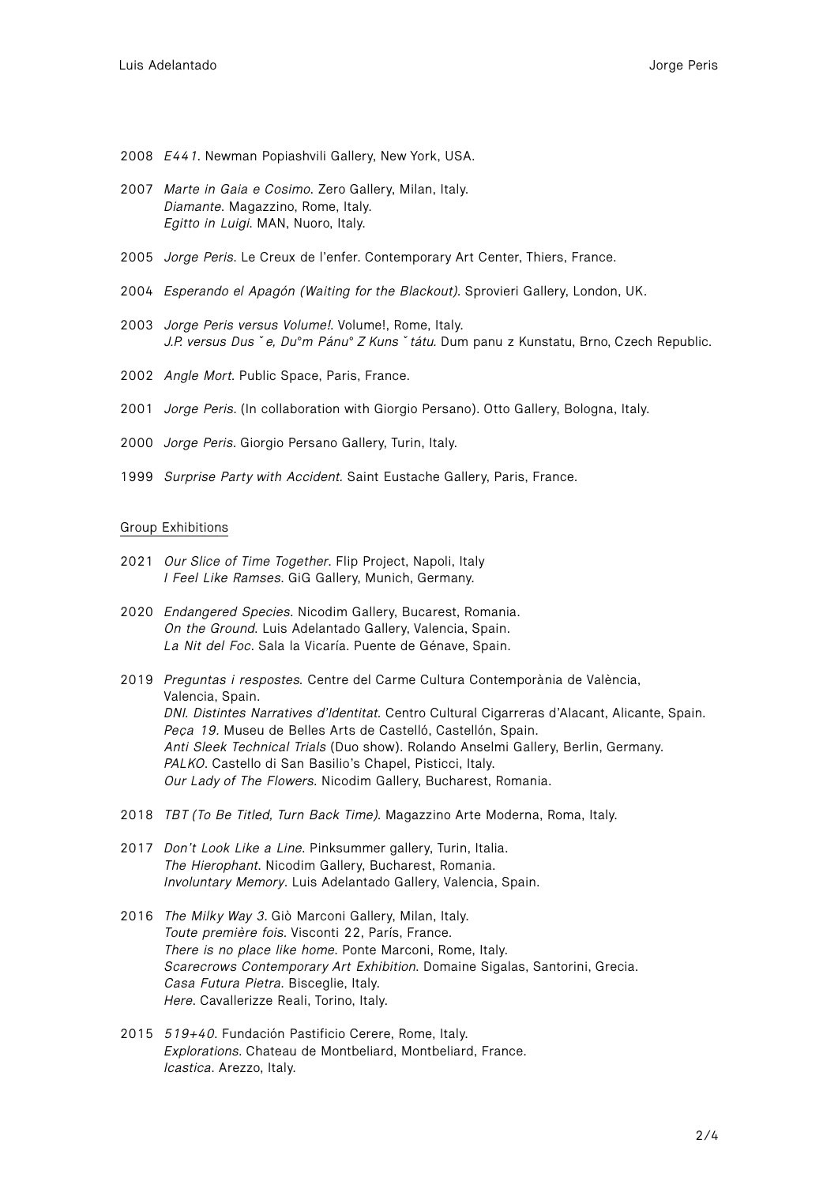2008 *E441*. Newman Popiashvili Gallery, New York, USA.

2007 *Marte in Gaia e Cosimo*. Zero Gallery, Milan, Italy.
*Diamante*. Magazzino, Rome, Italy.
*Egitto in Luigi*. MAN, Nuoro, Italy.

2005 *Jorge Peris*. Le Creux de l'enfer. Contemporary Art Center, Thiers, France.

2004 *Esperando el Apagón (Waiting for the Blackout)*. Sprovieri Gallery, London, UK.

2003 *Jorge Peris versus Volume!*. Volume!, Rome, Italy.
*J.P. versus Dus ˇ e, Du°m Pánu° Z Kuns ˇ tátu.* Dum panu z Kunstatu, Brno, Czech Republic.

2002 *Angle Mort*. Public Space, Paris, France.

2001 *Jorge Peris*. (In collaboration with Giorgio Persano). Otto Gallery, Bologna, Italy.

2000 *Jorge Peris*. Giorgio Persano Gallery, Turin, Italy.

1999 *Surprise Party with Accident*. Saint Eustache Gallery, Paris, France.

## Group Exhibitions

2021 *Our Slice of Time Together*. Flip Project, Napoli, Italy
*I Feel Like Ramses*. GiG Gallery, Munich, Germany.

2020 *Endangered Species*. Nicodim Gallery, Bucarest, Romania.
*On the Ground*. Luis Adelantado Gallery, Valencia, Spain.
*La Nit del Foc*. Sala la Vicaría. Puente de Génave, Spain.

2019 *Preguntas i respostes.* Centre del Carme Cultura Contemporània de València, Valencia, Spain.
*DNI. Distintes Narratives d'Identitat.* Centro Cultural Cigarreras d'Alacant, Alicante, Spain.
*Peça 19*. Museu de Belles Arts de Castelló, Castellón, Spain.
*Anti Sleek Technical Trials* (Duo show). Rolando Anselmi Gallery, Berlin, Germany.
*PALKO*. Castello di San Basilio's Chapel, Pisticci, Italy.
*Our Lady of The Flowers*. Nicodim Gallery, Bucharest, Romania.

2018 *TBT (To Be Titled, Turn Back Time)*. Magazzino Arte Moderna, Roma, Italy.

2017 *Don't Look Like a Line*. Pinksummer gallery, Turin, Italia.
*The Hierophant*. Nicodim Gallery, Bucharest, Romania.
*Involuntary Memory*. Luis Adelantado Gallery, Valencia, Spain.

2016 *The Milky Way 3*. Giò Marconi Gallery, Milan, Italy.
*Toute première fois*. Visconti 22, París, France.
*There is no place like home*. Ponte Marconi, Rome, Italy.
*Scarecrows Contemporary Art Exhibition*. Domaine Sigalas, Santorini, Grecia.
*Casa Futura Pietra*. Bisceglie, Italy.
*Here*. Cavallerizze Reali, Torino, Italy.

2015 *519+40*. Fundación Pastificio Cerere, Rome, Italy.
*Explorations*. Chateau de Montbeliard, Montbeliard, France.
*Icastica*. Arezzo, Italy.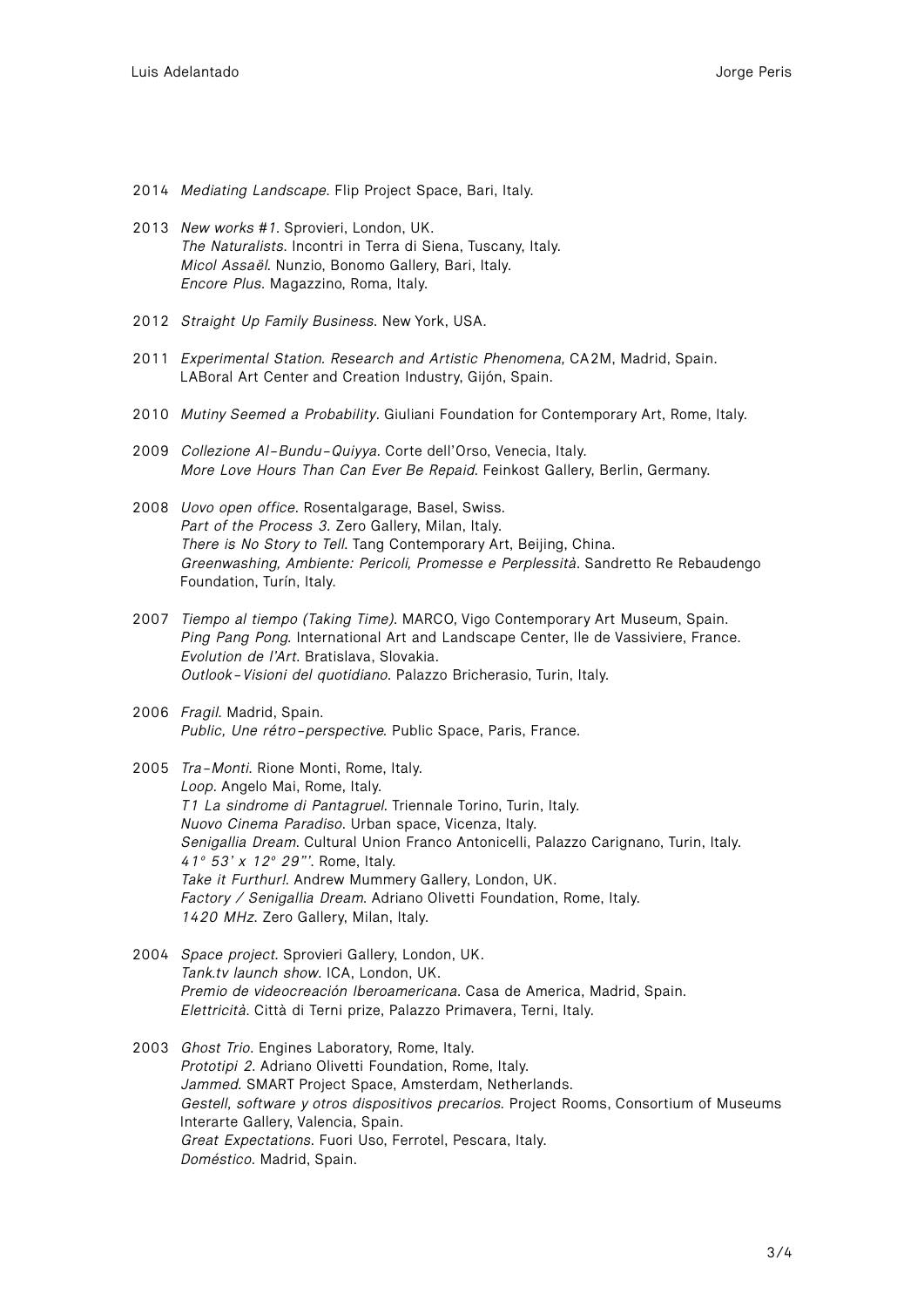2014 *Mediating Landscape*. Flip Project Space, Bari, Italy.

2013 *New works #1*. Sprovieri, London, UK.
*The Naturalists*. Incontri in Terra di Siena, Tuscany, Italy.
*Micol Assaël*. Nunzio, Bonomo Gallery, Bari, Italy.
*Encore Plus*. Magazzino, Roma, Italy.

2012 *Straight Up Family Business*. New York, USA.

2011 *Experimental Station. Research and Artistic Phenomena,* CA2M, Madrid, Spain.
LABoral Art Center and Creation Industry, Gijón, Spain.

2010 *Mutiny Seemed a Probability*. Giuliani Foundation for Contemporary Art, Rome, Italy.

2009 *Collezione Al-Bundu-Quiyya*. Corte dell'Orso, Venecia, Italy.
*More Love Hours Than Can Ever Be Repaid*. Feinkost Gallery, Berlin, Germany.

2008 *Uovo open office*. Rosentalgarage, Basel, Swiss.
*Part of the Process 3*. Zero Gallery, Milan, Italy.
*There is No Story to Tell*. Tang Contemporary Art, Beijing, China.
*Greenwashing, Ambiente: Pericoli, Promesse e Perplessità*. Sandretto Re Rebaudengo Foundation, Turín, Italy.

2007 *Tiempo al tiempo (Taking Time)*. MARCO, Vigo Contemporary Art Museum, Spain.
*Ping Pang Pong*. International Art and Landscape Center, Ile de Vassiviere, France.
*Evolution de l'Art*. Bratislava, Slovakia.
*Outlook-Visioni del quotidiano*. Palazzo Bricherasio, Turin, Italy.

2006 *Fragil*. Madrid, Spain.
*Public, Une rétro-perspective*. Public Space, Paris, France.

2005 *Tra-Monti*. Rione Monti, Rome, Italy.
*Loop*. Angelo Mai, Rome, Italy.
*T1 La sindrome di Pantagruel*. Triennale Torino, Turin, Italy.
*Nuovo Cinema Paradiso*. Urban space, Vicenza, Italy.
*Senigallia Dream*. Cultural Union Franco Antonicelli, Palazzo Carignano, Turin, Italy.
*41° 53' x 12° 29"'*. Rome, Italy.
*Take it Furthur!*. Andrew Mummery Gallery, London, UK.
*Factory / Senigallia Dream*. Adriano Olivetti Foundation, Rome, Italy.
*1420 MHz*. Zero Gallery, Milan, Italy.

2004 *Space project*. Sprovieri Gallery, London, UK.
*Tank.tv launch show*. ICA, London, UK.
*Premio de videocreación Iberoamericana*. Casa de America, Madrid, Spain.
*Elettricità*. Città di Terni prize, Palazzo Primavera, Terni, Italy.

2003 *Ghost Trio*. Engines Laboratory, Rome, Italy.
*Prototipi 2*. Adriano Olivetti Foundation, Rome, Italy.
*Jammed*. SMART Project Space, Amsterdam, Netherlands.
*Gestell, software y otros dispositivos precarios*. Project Rooms, Consortium of Museums Interarte Gallery, Valencia, Spain.
*Great Expectations*. Fuori Uso, Ferrotel, Pescara, Italy.
*Doméstico*. Madrid, Spain.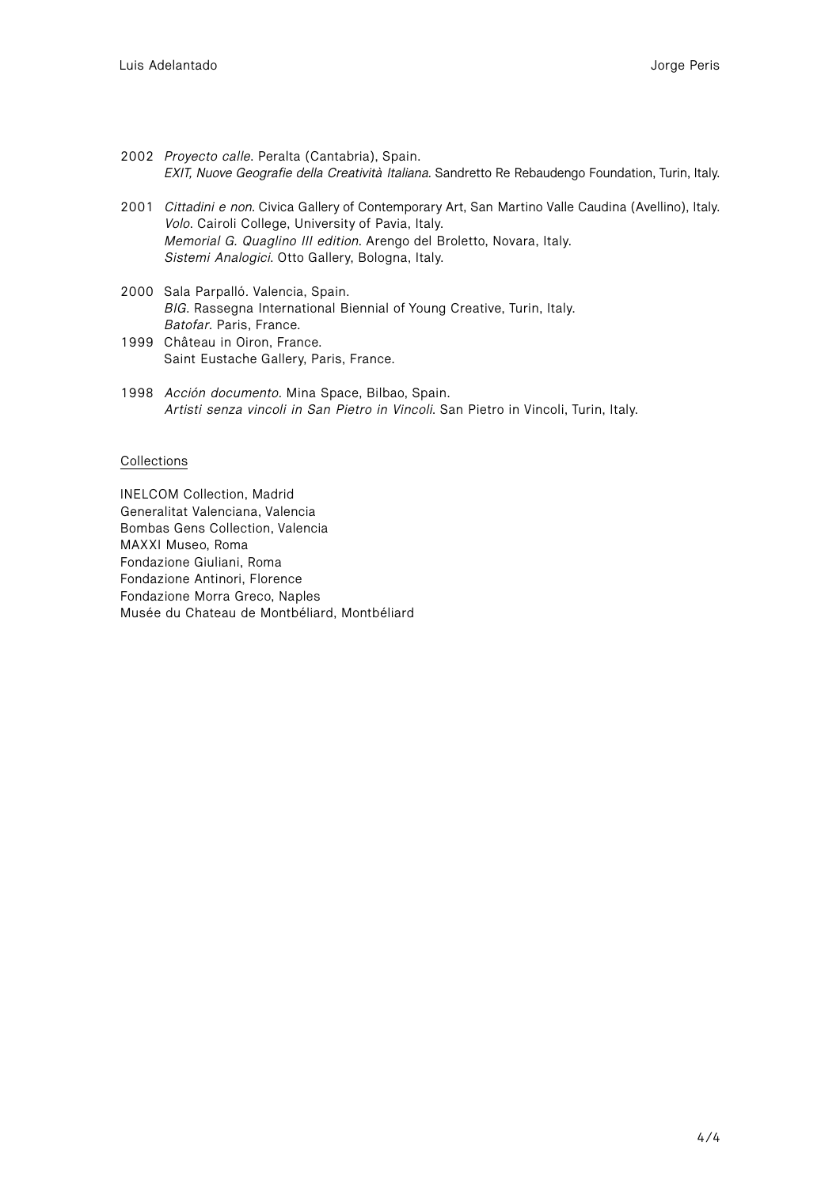2002 *Proyecto calle*. Peralta (Cantabria), Spain.
*EXIT, Nuove Geografie della Creatività Italiana*. Sandretto Re Rebaudengo Foundation, Turin, Italy.

2001 *Cittadini e non*. Civica Gallery of Contemporary Art, San Martino Valle Caudina (Avellino), Italy.
*Volo*. Cairoli College, University of Pavia, Italy.
*Memorial G. Quaglino III edition*. Arengo del Broletto, Novara, Italy.
*Sistemi Analogici*. Otto Gallery, Bologna, Italy.

2000 Sala Parpalló. Valencia, Spain.
*BIG*. Rassegna International Biennial of Young Creative, Turin, Italy.
*Batofar*. Paris, France.

1999 Château in Oiron, France.
Saint Eustache Gallery, Paris, France.

1998 *Acción documento*. Mina Space, Bilbao, Spain.
*Artisti senza vincoli in San Pietro in Vincoli*. San Pietro in Vincoli, Turin, Italy.

## Collections

INELCOM Collection, Madrid
Generalitat Valenciana, Valencia
Bombas Gens Collection, Valencia
MAXXI Museo, Roma
Fondazione Giuliani, Roma
Fondazione Antinori, Florence
Fondazione Morra Greco, Naples
Musée du Chateau de Montbéliard, Montbéliard